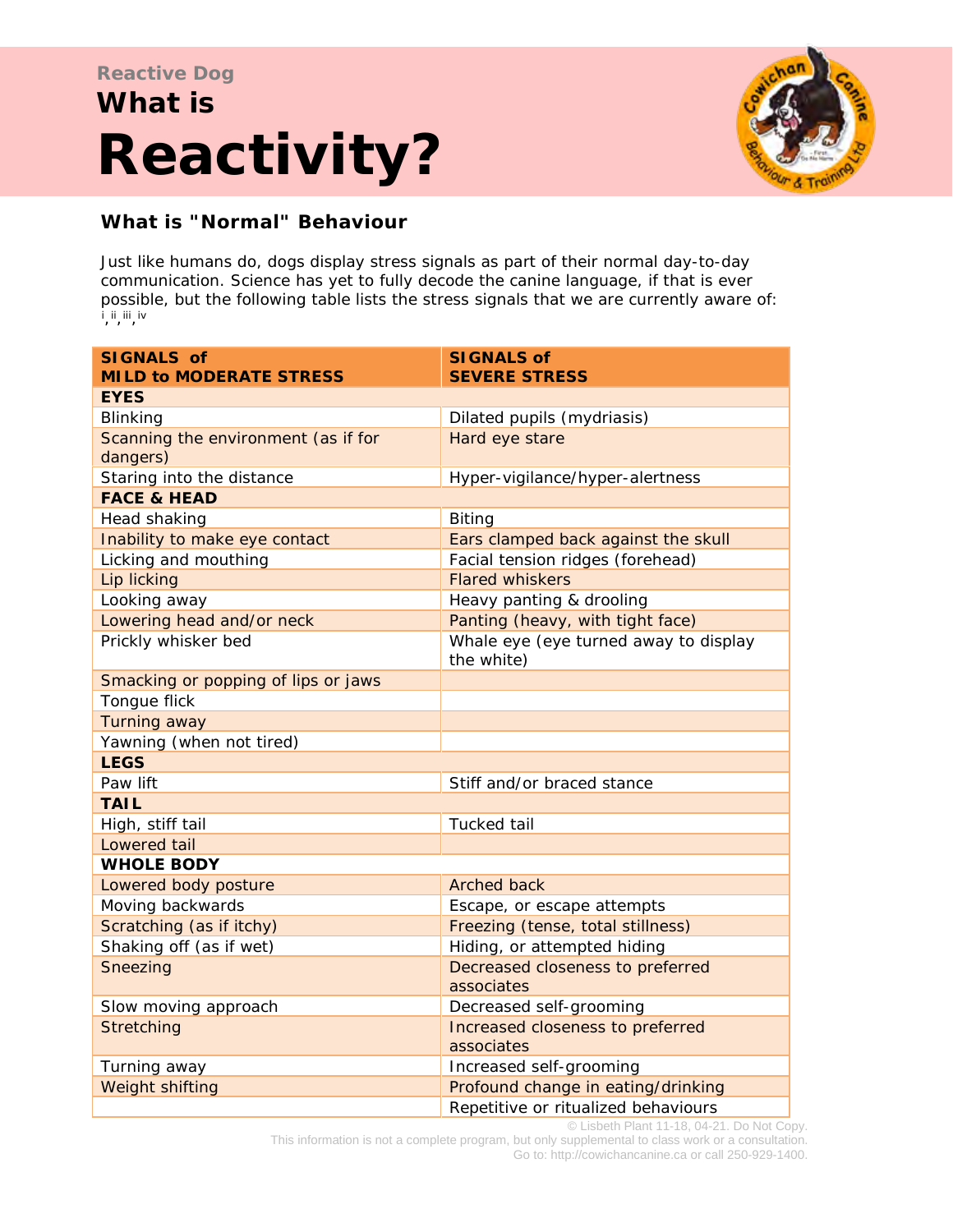Reactive Dog

# What is Reactivity?

## What is "Normal" Behaviour

Just like humans do, dogs display stress signals as part of their normal day-to-day communication. Science has yet to fully decode the canine language, if that is ever possible, but the following table lists the stress signals that we are currently aware of: [i], [ii], [iii], [iv]

| SIGNALS of MILD to MODERATE STRESS | SIGNALS of SEVERE STRESS |
|---|---|
| **EYES** | |
| Blinking | Dilated pupils (mydriasis) |
| Scanning the environment (as if for dangers) | Hard eye stare |
| Staring into the distance | Hyper-vigilance/hyper-alertness |
| **FACE & HEAD** | |
| Head shaking | Biting |
| Inability to make eye contact | Ears clamped back against the skull |
| Licking and mouthing | Facial tension ridges (forehead) |
| Lip licking | Flared whiskers |
| Looking away | Heavy panting & drooling |
| Lowering head and/or neck | Panting (heavy, with tight face) |
| Prickly whisker bed | Whale eye (eye turned away to display the white) |
| Smacking or popping of lips or jaws | |
| Tongue flick | |
| Turning away | |
| Yawning (when not tired) | |
| **LEGS** | |
| Paw lift | Stiff and/or braced stance |
| **TAIL** | |
| High, stiff tail | Tucked tail |
| Lowered tail | |
| **WHOLE BODY** | |
| Lowered body posture | Arched back |
| Moving backwards | Escape, or escape attempts |
| Scratching (as if itchy) | Freezing (tense, total stillness) |
| Shaking off (as if wet) | Hiding, or attempted hiding |
| Sneezing | Decreased closeness to preferred associates |
| Slow moving approach | Decreased self-grooming |
| Stretching | Increased closeness to preferred associates |
| Turning away | Increased self-grooming |
| Weight shifting | Profound change in eating/drinking |
| | Repetitive or ritualized behaviours |

© Lisbeth Plant 11-18, 04-21. Do Not Copy.
This information is not a complete program, but only supplemental to class work or a consultation.
Go to: http://cowichancanine.ca or call 250-929-1400.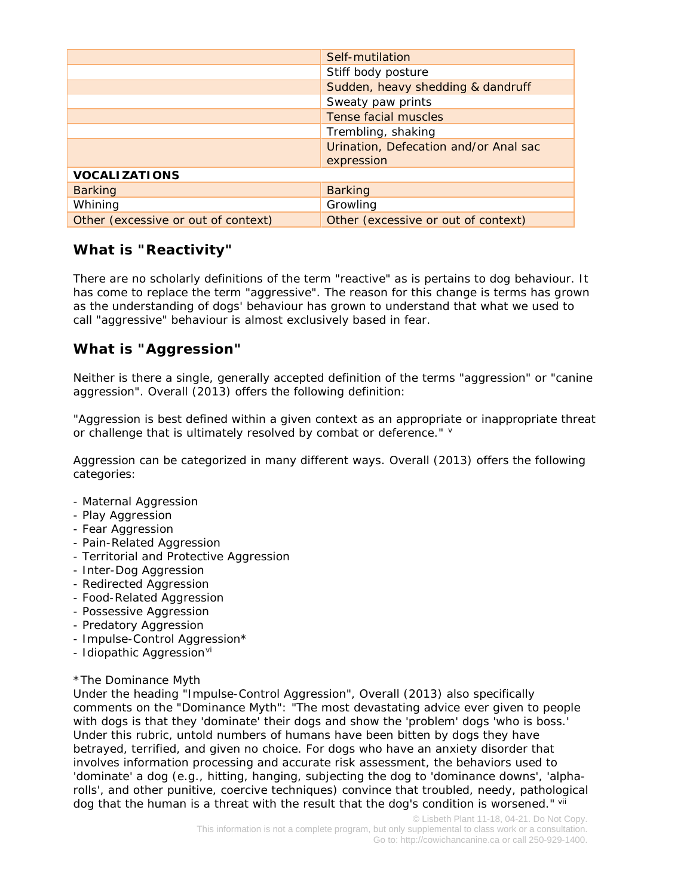| | |
|---|---|
| | Self-mutilation |
| | Stiff body posture |
| | Sudden, heavy shedding & dandruff |
| | Sweaty paw prints |
| | Tense facial muscles |
| | Trembling, shaking |
| | Urination, Defecation and/or Anal sac expression |
| **VOCALIZATIONS** | |
| Barking | Barking |
| Whining | Growling |
| Other (excessive or out of context) | Other (excessive or out of context) |

## What is "Reactivity"

There are no scholarly definitions of the term "reactive" as is pertains to dog behaviour. It has come to replace the term "aggressive". The reason for this change is terms has grown as the understanding of dogs' behaviour has grown to understand that what we used to call "aggressive" behaviour is almost exclusively based in fear.

## What is "Aggression"

Neither is there a single, generally accepted definition of the terms "aggression" or "canine aggression". Overall (2013) offers the following definition:

"Aggression is best defined within a given context as an appropriate or inappropriate threat or challenge that is ultimately resolved by combat or deference." [v]

Aggression can be categorized in many different ways. Overall (2013) offers the following categories:

- Maternal Aggression
- Play Aggression
- Fear Aggression
- Pain-Related Aggression
- Territorial and Protective Aggression
- Inter-Dog Aggression
- Redirected Aggression
- Food-Related Aggression
- Possessive Aggression
- Predatory Aggression
- Impulse-Control Aggression*
- Idiopathic Aggression[vi]

*The Dominance Myth
Under the heading "Impulse-Control Aggression", Overall (2013) also specifically comments on the "Dominance Myth": "The most devastating advice ever given to people with dogs is that they 'dominate' their dogs and show the 'problem' dogs 'who is boss.' Under this rubric, untold numbers of humans have been bitten by dogs they have betrayed, terrified, and given no choice. For dogs who have an anxiety disorder that involves information processing and accurate risk assessment, the behaviors used to 'dominate' a dog (e.g., hitting, hanging, subjecting the dog to 'dominance downs', 'alpha-rolls', and other punitive, coercive techniques) convince that troubled, needy, pathological dog that the human is a threat with the result that the dog's condition is worsened." [vii]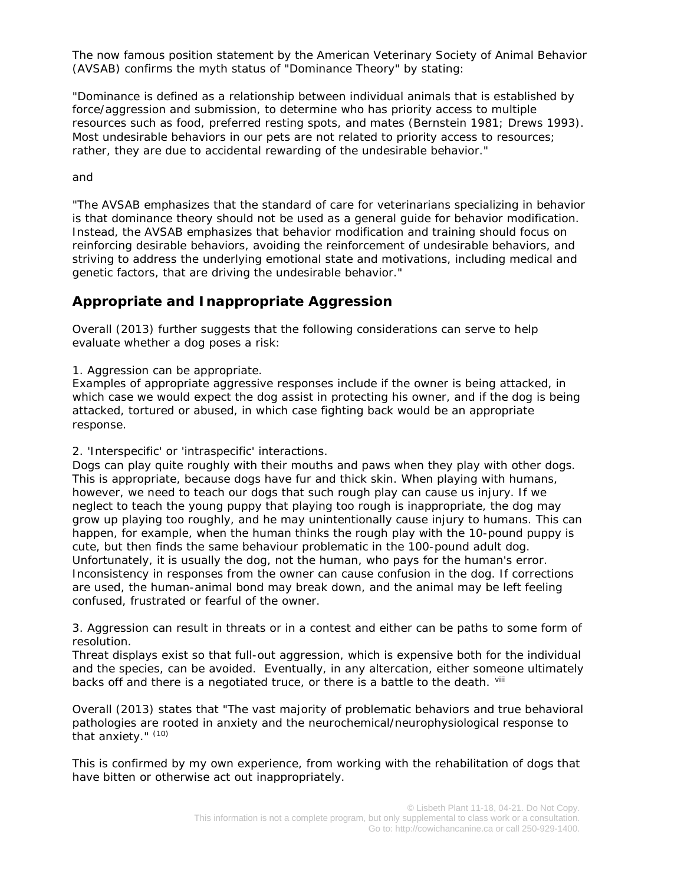The now famous position statement by the American Veterinary Society of Animal Behavior (AVSAB) confirms the myth status of "Dominance Theory" by stating:

"Dominance is defined as a relationship between individual animals that is established by force/aggression and submission, to determine who has priority access to multiple resources such as food, preferred resting spots, and mates (Bernstein 1981; Drews 1993). Most undesirable behaviors in our pets are not related to priority access to resources; rather, they are due to accidental rewarding of the undesirable behavior."

and

"The AVSAB emphasizes that the standard of care for veterinarians specializing in behavior is that dominance theory should not be used as a general guide for behavior modification. Instead, the AVSAB emphasizes that behavior modification and training should focus on reinforcing desirable behaviors, avoiding the reinforcement of undesirable behaviors, and striving to address the underlying emotional state and motivations, including medical and genetic factors, that are driving the undesirable behavior."

## Appropriate and Inappropriate Aggression

Overall (2013) further suggests that the following considerations can serve to help evaluate whether a dog poses a risk:

1. Aggression can be appropriate.
Examples of appropriate aggressive responses include if the owner is being attacked, in which case we would expect the dog assist in protecting his owner, and if the dog is being attacked, tortured or abused, in which case fighting back would be an appropriate response.

2. 'Interspecific' or 'intraspecific' interactions.
Dogs can play quite roughly with their mouths and paws when they play with other dogs. This is appropriate, because dogs have fur and thick skin. When playing with humans, however, we need to teach our dogs that such rough play can cause us injury. If we neglect to teach the young puppy that playing too rough is inappropriate, the dog may grow up playing too roughly, and he may unintentionally cause injury to humans. This can happen, for example, when the human thinks the rough play with the 10-pound puppy is cute, but then finds the same behaviour problematic in the 100-pound adult dog. Unfortunately, it is usually the dog, not the human, who pays for the human's error. Inconsistency in responses from the owner can cause confusion in the dog. If corrections are used, the human-animal bond may break down, and the animal may be left feeling confused, frustrated or fearful of the owner.

3. Aggression can result in threats or in a contest and either can be paths to some form of resolution.
Threat displays exist so that full-out aggression, which is expensive both for the individual and the species, can be avoided. Eventually, in any altercation, either someone ultimately backs off and there is a negotiated truce, or there is a battle to the death. [viii]

Overall (2013) states that "The vast majority of problematic behaviors and true behavioral pathologies are rooted in anxiety and the neurochemical/neurophysiological response to that anxiety." [(10)]

This is confirmed by my own experience, from working with the rehabilitation of dogs that have bitten or otherwise act out inappropriately.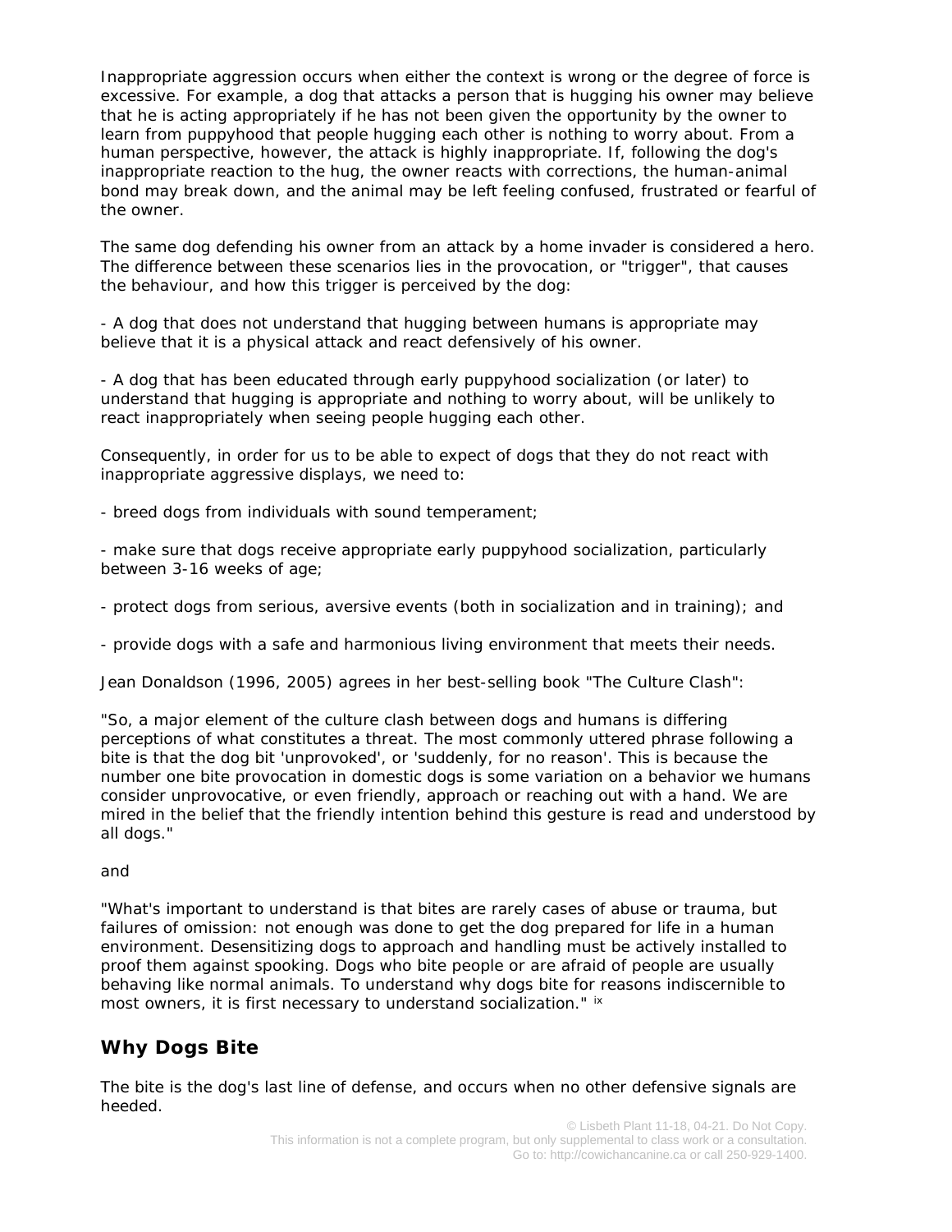Inappropriate aggression occurs when either the context is wrong or the degree of force is excessive. For example, a dog that attacks a person that is hugging his owner may believe that he is acting appropriately if he has not been given the opportunity by the owner to learn from puppyhood that people hugging each other is nothing to worry about. From a human perspective, however, the attack is highly inappropriate. If, following the dog's inappropriate reaction to the hug, the owner reacts with corrections, the human-animal bond may break down, and the animal may be left feeling confused, frustrated or fearful of the owner.

The same dog defending his owner from an attack by a home invader is considered a hero. The difference between these scenarios lies in the provocation, or "trigger", that causes the behaviour, and how this trigger is perceived by the dog:

- A dog that does not understand that hugging between humans is appropriate may believe that it is a physical attack and react defensively of his owner.

- A dog that has been educated through early puppyhood socialization (or later) to understand that hugging is appropriate and nothing to worry about, will be unlikely to react inappropriately when seeing people hugging each other.

Consequently, in order for us to be able to expect of dogs that they do not react with inappropriate aggressive displays, we need to:

- breed dogs from individuals with sound temperament;

- make sure that dogs receive appropriate early puppyhood socialization, particularly between 3-16 weeks of age;

- protect dogs from serious, aversive events (both in socialization and in training); and

- provide dogs with a safe and harmonious living environment that meets their needs.

Jean Donaldson (1996, 2005) agrees in her best-selling book "The Culture Clash":

"So, a major element of the culture clash between dogs and humans is differing perceptions of what constitutes a threat. The most commonly uttered phrase following a bite is that the dog bit 'unprovoked', or 'suddenly, for no reason'. This is because the number one bite provocation in domestic dogs is some variation on a behavior we humans consider unprovocative, or even friendly, approach or reaching out with a hand. We are mired in the belief that the friendly intention behind this gesture is read and understood by all dogs."

and

"What's important to understand is that bites are rarely cases of abuse or trauma, but failures of omission: not enough was done to get the dog prepared for life in a human environment. Desensitizing dogs to approach and handling must be actively installed to proof them against spooking. Dogs who bite people or are afraid of people are usually behaving like normal animals. To understand why dogs bite for reasons indiscernible to most owners, it is first necessary to understand socialization." [ix]

## Why Dogs Bite

The bite is the dog's last line of defense, and occurs when no other defensive signals are heeded.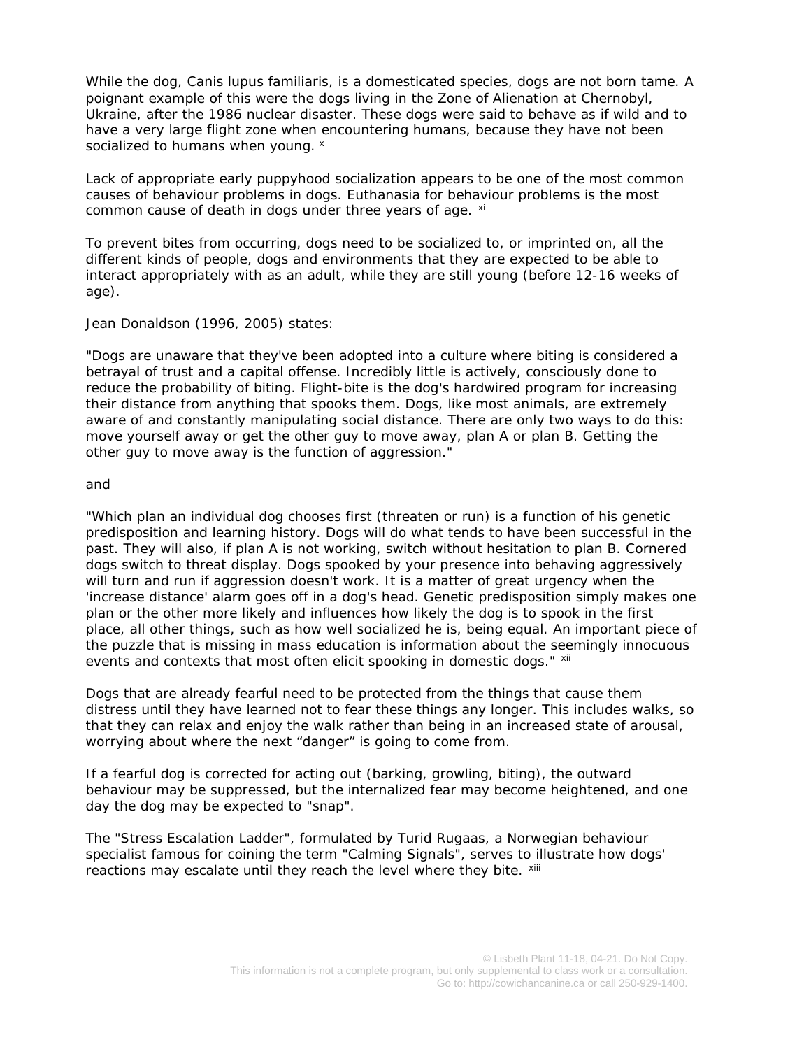While the dog, Canis lupus familiaris, is a domesticated species, dogs are not born tame. A poignant example of this were the dogs living in the Zone of Alienation at Chernobyl, Ukraine, after the 1986 nuclear disaster. These dogs were said to behave as if wild and to have a very large flight zone when encountering humans, because they have not been socialized to humans when young. [x]

Lack of appropriate early puppyhood socialization appears to be one of the most common causes of behaviour problems in dogs. Euthanasia for behaviour problems is the most common cause of death in dogs under three years of age. [xi]

To prevent bites from occurring, dogs need to be socialized to, or imprinted on, all the different kinds of people, dogs and environments that they are expected to be able to interact appropriately with as an adult, while they are still young (before 12-16 weeks of age).

Jean Donaldson (1996, 2005) states:

"Dogs are unaware that they've been adopted into a culture where biting is considered a betrayal of trust and a capital offense. Incredibly little is actively, consciously done to reduce the probability of biting. Flight-bite is the dog's hardwired program for increasing their distance from anything that spooks them. Dogs, like most animals, are extremely aware of and constantly manipulating social distance. There are only two ways to do this: move yourself away or get the other guy to move away, plan A or plan B. Getting the other guy to move away is the function of aggression."

and

"Which plan an individual dog chooses first (threaten or run) is a function of his genetic predisposition and learning history. Dogs will do what tends to have been successful in the past. They will also, if plan A is not working, switch without hesitation to plan B. Cornered dogs switch to threat display. Dogs spooked by your presence into behaving aggressively will turn and run if aggression doesn't work. It is a matter of great urgency when the 'increase distance' alarm goes off in a dog's head. Genetic predisposition simply makes one plan or the other more likely and influences how likely the dog is to spook in the first place, all other things, such as how well socialized he is, being equal. An important piece of the puzzle that is missing in mass education is information about the seemingly innocuous events and contexts that most often elicit spooking in domestic dogs." [xii]

Dogs that are already fearful need to be protected from the things that cause them distress until they have learned not to fear these things any longer. This includes walks, so that they can relax and enjoy the walk rather than being in an increased state of arousal, worrying about where the next “danger” is going to come from.

If a fearful dog is corrected for acting out (barking, growling, biting), the outward behaviour may be suppressed, but the internalized fear may become heightened, and one day the dog may be expected to "snap".

The "Stress Escalation Ladder", formulated by Turid Rugaas, a Norwegian behaviour specialist famous for coining the term "Calming Signals", serves to illustrate how dogs' reactions may escalate until they reach the level where they bite. [xiii]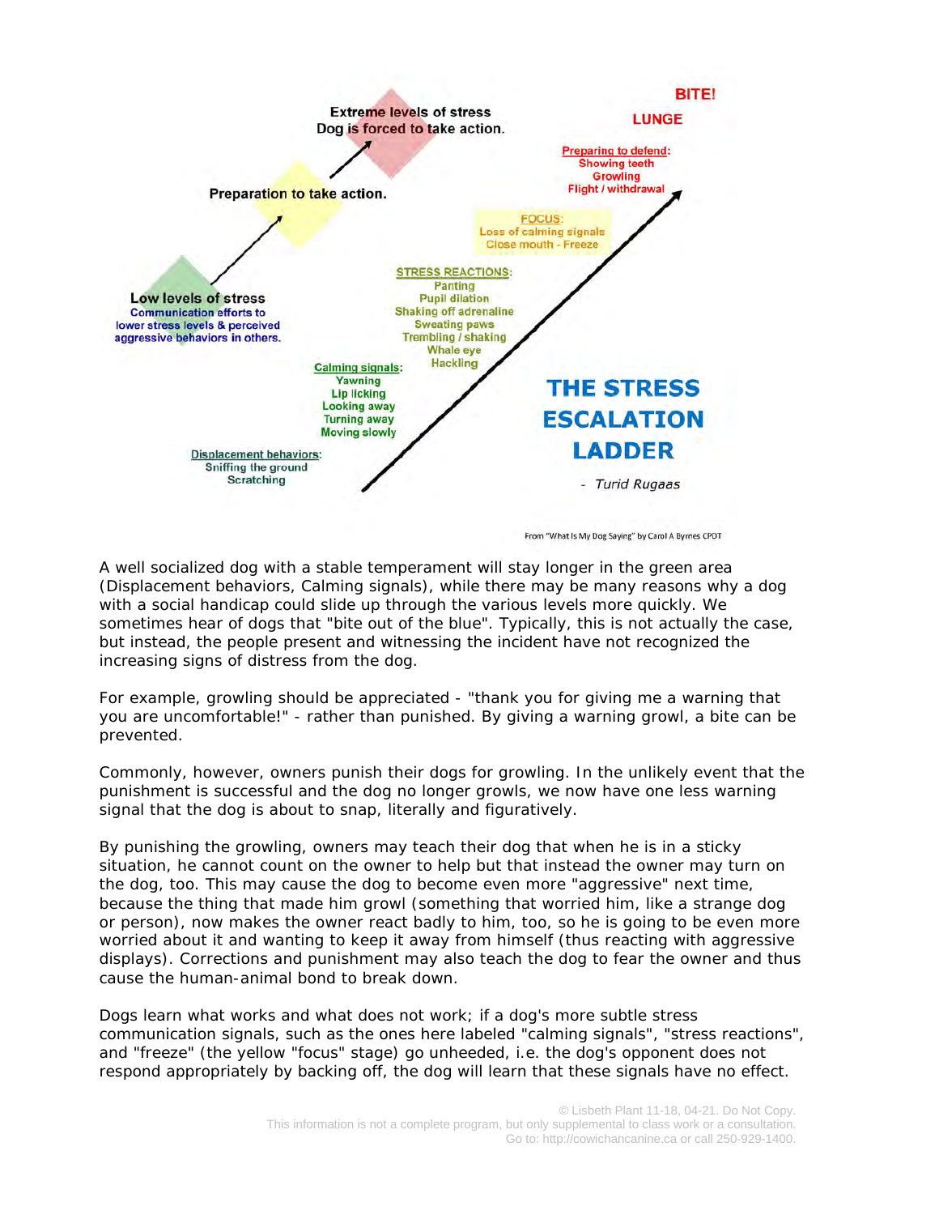Extreme levels of stress
Dog is forced to take action.

Preparation to take action.

Low levels of stress
Communication efforts to lower stress levels & perceived aggressive behaviors in others.

BITE!

LUNGE

Preparing to defend:
Showing teeth
Growling
Flight / withdrawal

FOCUS:
Loss of calming signals
Close mouth - Freeze

STRESS REACTIONS:
Panting
Pupil dilation
Shaking off adrenaline
Sweating paws
Trembling / shaking
Whale eye
Hackling

Calming signals:
Yawning
Lip licking
Looking away
Turning away
Moving slowly

Displacement behaviors:
Sniffing the ground
Scratching

THE STRESS ESCALATION LADDER

- *Turid Rugaas*

From "What Is My Dog Saying" by Carol A Byrnes CPDT

A well socialized dog with a stable temperament will stay longer in the green area (Displacement behaviors, Calming signals), while there may be many reasons why a dog with a social handicap could slide up through the various levels more quickly. We sometimes hear of dogs that "bite out of the blue". Typically, this is not actually the case, but instead, the people present and witnessing the incident have not recognized the increasing signs of distress from the dog.

For example, growling should be appreciated - "thank you for giving me a warning that you are uncomfortable!" - rather than punished. By giving a warning growl, a bite can be prevented.

Commonly, however, owners punish their dogs for growling. In the unlikely event that the punishment is successful and the dog no longer growls, we now have one less warning signal that the dog is about to snap, literally and figuratively.

By punishing the growling, owners may teach their dog that when he is in a sticky situation, he cannot count on the owner to help but that instead the owner may turn on the dog, too. This may cause the dog to become even more "aggressive" next time, because the thing that made him growl (something that worried him, like a strange dog or person), now makes the owner react badly to him, too, so he is going to be even more worried about it and wanting to keep it away from himself (thus reacting with aggressive displays). Corrections and punishment may also teach the dog to fear the owner and thus cause the human-animal bond to break down.

Dogs learn what works and what does not work; if a dog's more subtle stress communication signals, such as the ones here labeled "calming signals", "stress reactions", and "freeze" (the yellow "focus" stage) go unheeded, i.e. the dog's opponent does not respond appropriately by backing off, the dog will learn that these signals have no effect.

© Lisbeth Plant 11-18, 04-21. Do Not Copy.
This information is not a complete program, but only supplemental to class work or a consultation.
Go to: http://cowichancanine.ca or call 250-929-1400.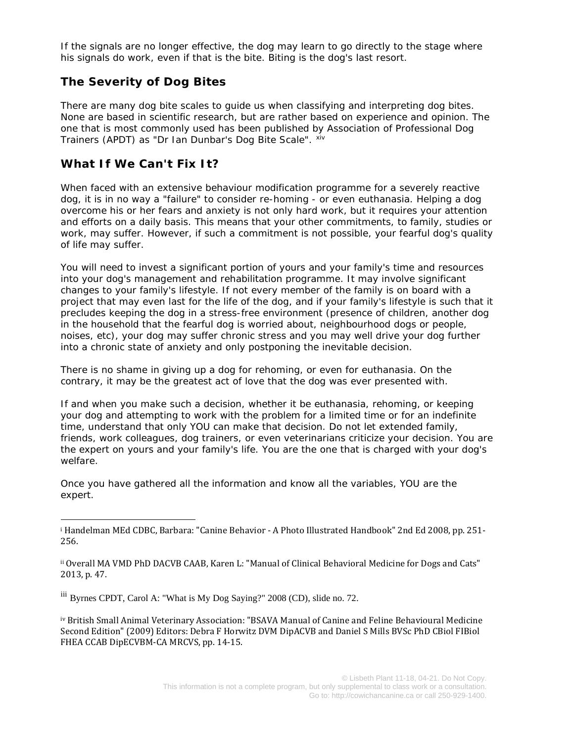If the signals are no longer effective, the dog may learn to go directly to the stage where his signals do work, even if that is the bite. Biting is the dog's last resort.

## The Severity of Dog Bites

There are many dog bite scales to guide us when classifying and interpreting dog bites. None are based in scientific research, but are rather based on experience and opinion. The one that is most commonly used has been published by Association of Professional Dog Trainers (APDT) as "Dr Ian Dunbar's Dog Bite Scale". [xiv]

## What If We Can't Fix It?

When faced with an extensive behaviour modification programme for a severely reactive dog, it is in no way a "failure" to consider re-homing - or even euthanasia. Helping a dog overcome his or her fears and anxiety is not only hard work, but it requires your attention and efforts on a daily basis. This means that your other commitments, to family, studies or work, may suffer. However, if such a commitment is not possible, your fearful dog's quality of life may suffer.

You will need to invest a significant portion of yours and your family's time and resources into your dog's management and rehabilitation programme. It may involve significant changes to your family's lifestyle. If not every member of the family is on board with a project that may even last for the life of the dog, and if your family's lifestyle is such that it precludes keeping the dog in a stress-free environment (presence of children, another dog in the household that the fearful dog is worried about, neighbourhood dogs or people, noises, etc), your dog may suffer chronic stress and you may well drive your dog further into a chronic state of anxiety and only postponing the inevitable decision.

There is no shame in giving up a dog for rehoming, or even for euthanasia. On the contrary, it may be the greatest act of love that the dog was ever presented with.

If and when you make such a decision, whether it be euthanasia, rehoming, or keeping your dog and attempting to work with the problem for a limited time or for an indefinite time, understand that only YOU can make that decision. Do not let extended family, friends, work colleagues, dog trainers, or even veterinarians criticize your decision. You are the expert on yours and your family's life. You are the one that is charged with your dog's welfare.

Once you have gathered all the information and know all the variables, YOU are the expert.

---

[i] Handelman MEd CDBC, Barbara: "Canine Behavior - A Photo Illustrated Handbook" 2nd Ed 2008, pp. 251-256.

[ii] Overall MA VMD PhD DACVB CAAB, Karen L: "Manual of Clinical Behavioral Medicine for Dogs and Cats" 2013, p. 47.

[iii] Byrnes CPDT, Carol A: "What is My Dog Saying?" 2008 (CD), slide no. 72.

[iv] British Small Animal Veterinary Association: "BSAVA Manual of Canine and Feline Behavioural Medicine Second Edition" (2009) Editors: Debra F Horwitz DVM DipACVB and Daniel S Mills BVSc PhD CBiol FIBiol FHEA CCAB DipECVBM-CA MRCVS, pp. 14-15.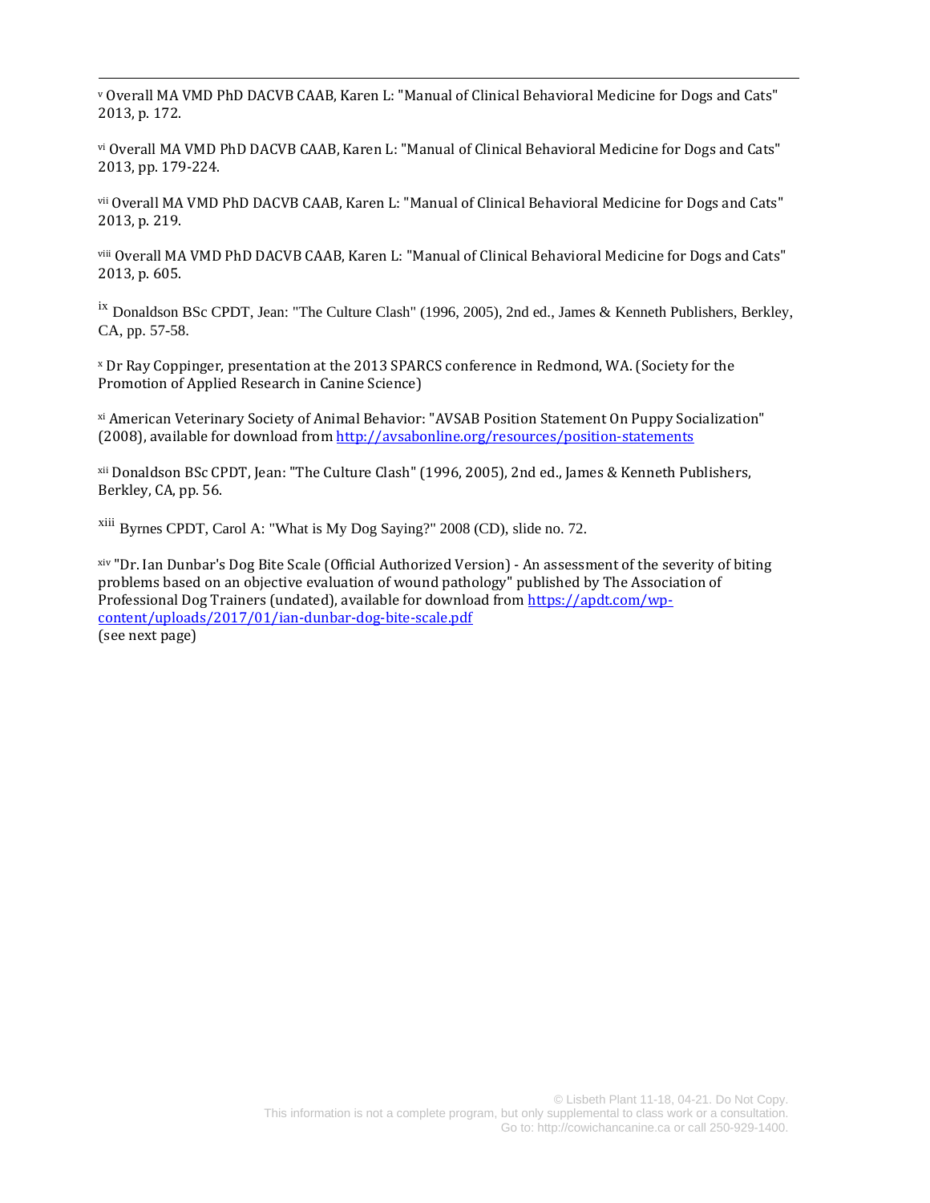[v] Overall MA VMD PhD DACVB CAAB, Karen L: "Manual of Clinical Behavioral Medicine for Dogs and Cats" 2013, p. 172.

[vi] Overall MA VMD PhD DACVB CAAB, Karen L: "Manual of Clinical Behavioral Medicine for Dogs and Cats" 2013, pp. 179-224.

[vii] Overall MA VMD PhD DACVB CAAB, Karen L: "Manual of Clinical Behavioral Medicine for Dogs and Cats" 2013, p. 219.

[viii] Overall MA VMD PhD DACVB CAAB, Karen L: "Manual of Clinical Behavioral Medicine for Dogs and Cats" 2013, p. 605.

[ix] Donaldson BSc CPDT, Jean: "The Culture Clash" (1996, 2005), 2nd ed., James & Kenneth Publishers, Berkley, CA, pp. 57-58.

[x] Dr Ray Coppinger, presentation at the 2013 SPARCS conference in Redmond, WA. (Society for the Promotion of Applied Research in Canine Science)

[xi] American Veterinary Society of Animal Behavior: "AVSAB Position Statement On Puppy Socialization" (2008), available for download from http://avsabonline.org/resources/position-statements

[xii] Donaldson BSc CPDT, Jean: "The Culture Clash" (1996, 2005), 2nd ed., James & Kenneth Publishers, Berkley, CA, pp. 56.

[xiii] Byrnes CPDT, Carol A: "What is My Dog Saying?" 2008 (CD), slide no. 72.

[xiv] "Dr. Ian Dunbar's Dog Bite Scale (Official Authorized Version) - An assessment of the severity of biting problems based on an objective evaluation of wound pathology" published by The Association of Professional Dog Trainers (undated), available for download from https://apdt.com/wp-content/uploads/2017/01/ian-dunbar-dog-bite-scale.pdf
(see next page)

© Lisbeth Plant 11-18, 04-21. Do Not Copy.
This information is not a complete program, but only supplemental to class work or a consultation.
Go to: http://cowichancanine.ca or call 250-929-1400.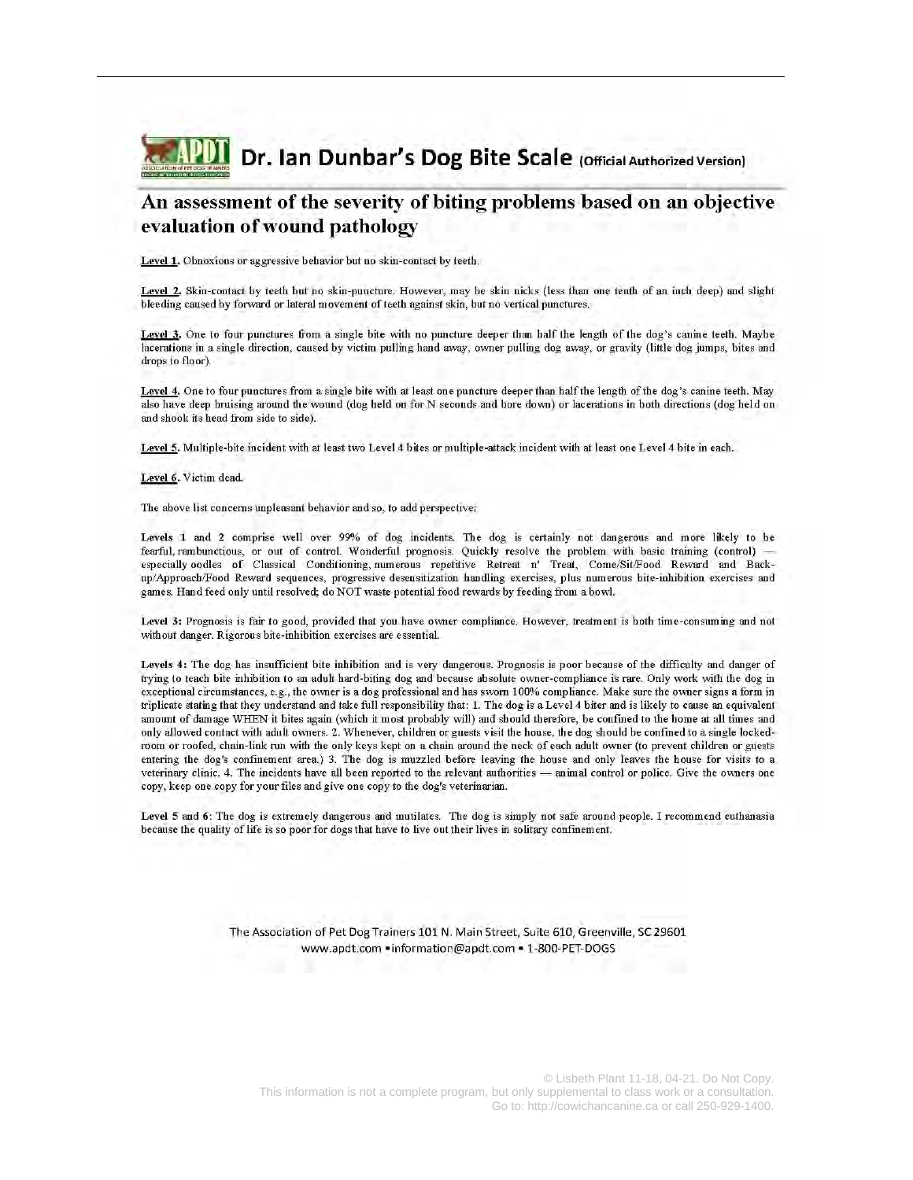# Dr. Ian Dunbar's Dog Bite Scale (Official Authorized Version)

## An assessment of the severity of biting problems based on an objective evaluation of wound pathology

**Level 1.** Obnoxious or aggressive behavior but no skin-contact by teeth.

**Level 2.** Skin-contact by teeth but no skin-puncture. However, may be skin nicks (less than one tenth of an inch deep) and slight bleeding caused by forward or lateral movement of teeth against skin, but no vertical punctures.

**Level 3.** One to four punctures from a single bite with no puncture deeper than half the length of the dog's canine teeth. Maybe lacerations in a single direction, caused by victim pulling hand away, owner pulling dog away, or gravity (little dog jumps, bites and drops to floor).

**Level 4.** One to four punctures from a single bite with at least one puncture deeper than half the length of the dog's canine teeth. May also have deep bruising around the wound (dog held on for N seconds and bore down) or lacerations in both directions (dog held on and shook its head from side to side).

**Level 5.** Multiple-bite incident with at least two Level 4 bites or multiple-attack incident with at least one Level 4 bite in each.

**Level 6.** Victim dead.

The above list concerns unpleasant behavior and so, to add perspective;

**Levels 1 and 2** comprise well over 99% of dog incidents. The dog is certainly not dangerous and more likely to be fearful, rambunctious, or out of control. Wonderful prognosis. Quickly resolve the problem with basic training (control) — especially oodles of Classical Conditioning, numerous repetitive Retreat n' Treat, Come/Sit/Food Reward and Back-up/Approach/Food Reward sequences, progressive desensitization handling exercises, plus numerous bite-inhibition exercises and games. Hand feed only until resolved; do NOT waste potential food rewards by feeding from a bowl.

**Level 3:** Prognosis is fair to good, provided that you have owner compliance. However, treatment is both time-consuming and not without danger. Rigorous bite-inhibition exercises are essential.

**Levels 4:** The dog has insufficient bite inhibition and is very dangerous. Prognosis is poor because of the difficulty and danger of trying to teach bite inhibition to an adult hard-biting dog and because absolute owner-compliance is rare. Only work with the dog in exceptional circumstances, e.g., the owner is a dog professional and has sworn 100% compliance. Make sure the owner signs a form in triplicate stating that they understand and take full responsibility that: 1. The dog is a Level 4 biter and is likely to cause an equivalent amount of damage WHEN it bites again (which it most probably will) and should therefore, be confined to the home at all times and only allowed contact with adult owners. 2. Whenever, children or guests visit the house, the dog should be confined to a single locked-room or roofed, chain-link run with the only keys kept on a chain around the neck of each adult owner (to prevent children or guests entering the dog's confinement area.) 3. The dog is muzzled before leaving the house and only leaves the house for visits to a veterinary clinic. 4. The incidents have all been reported to the relevant authorities — animal control or police. Give the owners one copy, keep one copy for your files and give one copy to the dog's veterinarian.

**Level 5 and 6:** The dog is extremely dangerous and mutilates. The dog is simply not safe around people. I recommend euthanasia because the quality of life is so poor for dogs that have to live out their lives in solitary confinement.

The Association of Pet Dog Trainers 101 N. Main Street, Suite 610, Greenville, SC 29601
www.apdt.com • information@apdt.com • 1-800-PET-DOGS

© Lisbeth Plant 11-18, 04-21. Do Not Copy.
This information is not a complete program, but only supplemental to class work or a consultation.
Go to: http://cowichancanine.ca or call 250-929-1400.